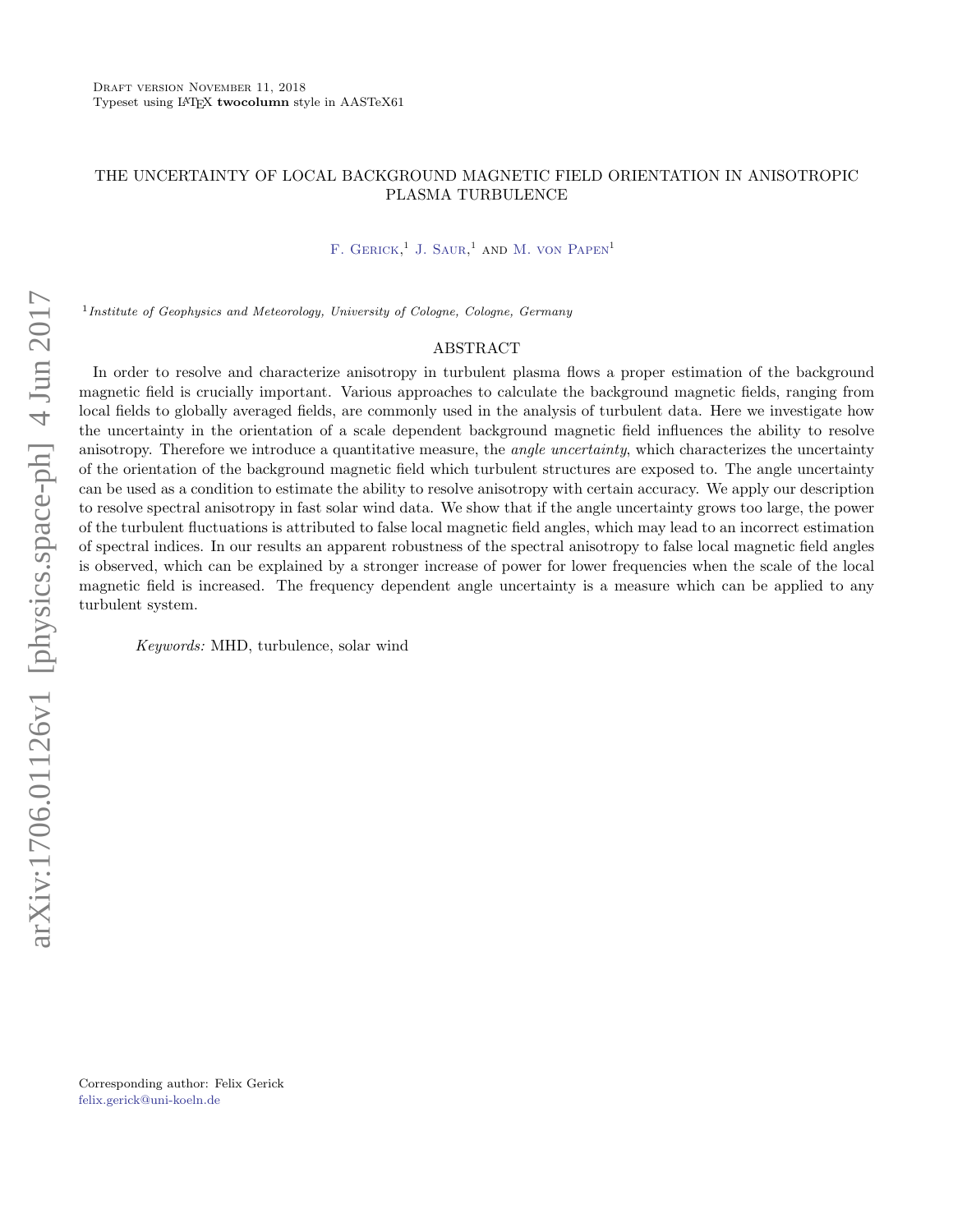# THE UNCERTAINTY OF LOCAL BACKGROUND MAGNETIC FIELD ORIENTATION IN ANISOTROPIC PLASMA TURBULENCE

F. Gerick,[1] J. Saur,[1] and M. von Papen[1]

[1] *Institute of Geophysics and Meteorology, University of Cologne, Cologne, Germany*

## ABSTRACT

In order to resolve and characterize anisotropy in turbulent plasma flows a proper estimation of the background magnetic field is crucially important. Various approaches to calculate the background magnetic fields, ranging from local fields to globally averaged fields, are commonly used in the analysis of turbulent data. Here we investigate how the uncertainty in the orientation of a scale dependent background magnetic field influences the ability to resolve anisotropy. Therefore we introduce a quantitative measure, the *angle uncertainty*, which characterizes the uncertainty of the orientation of the background magnetic field which turbulent structures are exposed to. The angle uncertainty can be used as a condition to estimate the ability to resolve anisotropy with certain accuracy. We apply our description to resolve spectral anisotropy in fast solar wind data. We show that if the angle uncertainty grows too large, the power of the turbulent fluctuations is attributed to false local magnetic field angles, which may lead to an incorrect estimation of spectral indices. In our results an apparent robustness of the spectral anisotropy to false local magnetic field angles is observed, which can be explained by a stronger increase of power for lower frequencies when the scale of the local magnetic field is increased. The frequency dependent angle uncertainty is a measure which can be applied to any turbulent system.

*Keywords:* MHD, turbulence, solar wind

Corresponding author: Felix Gerick
felix.gerick@uni-koeln.de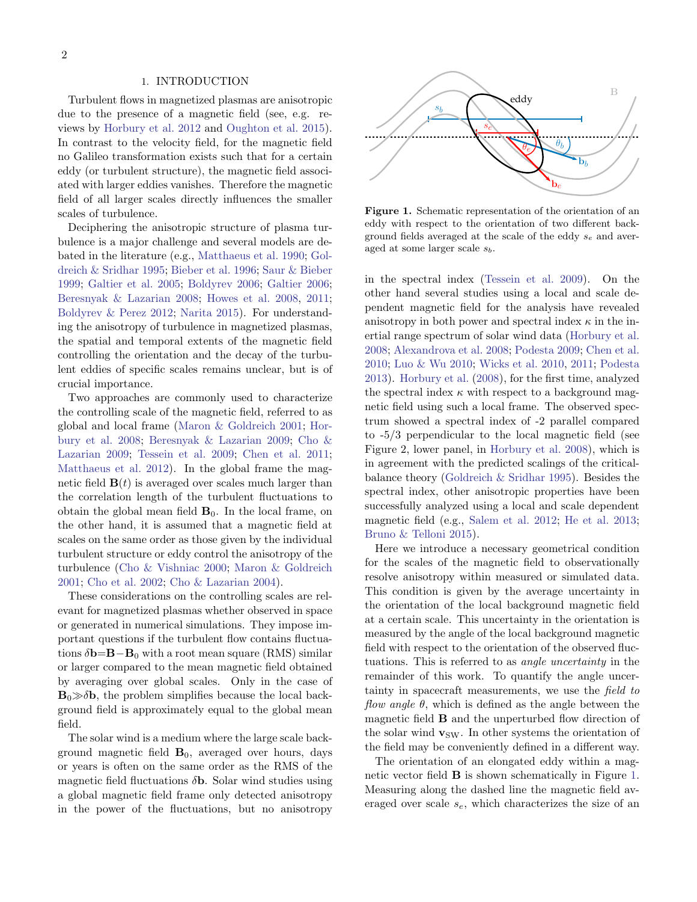## 1. INTRODUCTION

Turbulent flows in magnetized plasmas are anisotropic due to the presence of a magnetic field (see, e.g. reviews by Horbury et al. 2012 and Oughton et al. 2015). In contrast to the velocity field, for the magnetic field no Galileo transformation exists such that for a certain eddy (or turbulent structure), the magnetic field associated with larger eddies vanishes. Therefore the magnetic field of all larger scales directly influences the smaller scales of turbulence.

Deciphering the anisotropic structure of plasma turbulence is a major challenge and several models are debated in the literature (e.g., Matthaeus et al. 1990; Goldreich & Sridhar 1995; Bieber et al. 1996; Saur & Bieber 1999; Galtier et al. 2005; Boldyrev 2006; Galtier 2006; Beresnyak & Lazarian 2008; Howes et al. 2008, 2011; Boldyrev & Perez 2012; Narita 2015). For understanding the anisotropy of turbulence in magnetized plasmas, the spatial and temporal extents of the magnetic field controlling the orientation and the decay of the turbulent eddies of specific scales remains unclear, but is of crucial importance.

Two approaches are commonly used to characterize the controlling scale of the magnetic field, referred to as global and local frame (Maron & Goldreich 2001; Horbury et al. 2008; Beresnyak & Lazarian 2009; Cho & Lazarian 2009; Tessein et al. 2009; Chen et al. 2011; Matthaeus et al. 2012). In the global frame the magnetic field $\mathbf{B}(t)$ is averaged over scales much larger than the correlation length of the turbulent fluctuations to obtain the global mean field $\mathbf{B}_0$. In the local frame, on the other hand, it is assumed that a magnetic field at scales on the same order as those given by the individual turbulent structure or eddy control the anisotropy of the turbulence (Cho & Vishniac 2000; Maron & Goldreich 2001; Cho et al. 2002; Cho & Lazarian 2004).

These considerations on the controlling scales are relevant for magnetized plasmas whether observed in space or generated in numerical simulations. They impose important questions if the turbulent flow contains fluctuations $\delta\mathbf{b}=\mathbf{B}-\mathbf{B}_0$ with a root mean square (RMS) similar or larger compared to the mean magnetic field obtained by averaging over global scales. Only in the case of $\mathbf{B}_0 \gg \delta\mathbf{b}$, the problem simplifies because the local background field is approximately equal to the global mean field.

The solar wind is a medium where the large scale background magnetic field $\mathbf{B}_0$, averaged over hours, days or years is often on the same order as the RMS of the magnetic field fluctuations $\delta\mathbf{b}$. Solar wind studies using a global magnetic field frame only detected anisotropy in the power of the fluctuations, but no anisotropy in the spectral index (Tessein et al. 2009). On the other hand several studies using a local and scale dependent magnetic field for the analysis have revealed anisotropy in both power and spectral index $\kappa$ in the inertial range spectrum of solar wind data (Horbury et al. 2008; Alexandrova et al. 2008; Podesta 2009; Chen et al. 2010; Luo & Wu 2010; Wicks et al. 2010, 2011; Podesta 2013). Horbury et al. (2008), for the first time, analyzed the spectral index $\kappa$ with respect to a background magnetic field using such a local frame. The observed spectrum showed a spectral index of -2 parallel compared to -5/3 perpendicular to the local magnetic field (see Figure 2, lower panel, in Horbury et al. 2008), which is in agreement with the predicted scalings of the critical-balance theory (Goldreich & Sridhar 1995). Besides the spectral index, other anisotropic properties have been successfully analyzed using a local and scale dependent magnetic field (e.g., Salem et al. 2012; He et al. 2013; Bruno & Telloni 2015).

Figure 1. Schematic representation of the orientation of an eddy with respect to the orientation of two different background fields averaged at the scale of the eddy $s_e$ and averaged at some larger scale $s_b$.

Here we introduce a necessary geometrical condition for the scales of the magnetic field to observationally resolve anisotropy within measured or simulated data. This condition is given by the average uncertainty in the orientation of the local background magnetic field at a certain scale. This uncertainty in the orientation is measured by the angle of the local background magnetic field with respect to the orientation of the observed fluctuations. This is referred to as *angle uncertainty* in the remainder of this work. To quantify the angle uncertainty in spacecraft measurements, we use the *field to flow angle* $\theta$, which is defined as the angle between the magnetic field $\mathbf{B}$ and the unperturbed flow direction of the solar wind $\mathbf{v}_{\mathrm{SW}}$. In other systems the orientation of the field may be conveniently defined in a different way.

The orientation of an elongated eddy within a magnetic vector field $\mathbf{B}$ is shown schematically in Figure 1. Measuring along the dashed line the magnetic field averaged over scale $s_e$, which characterizes the size of an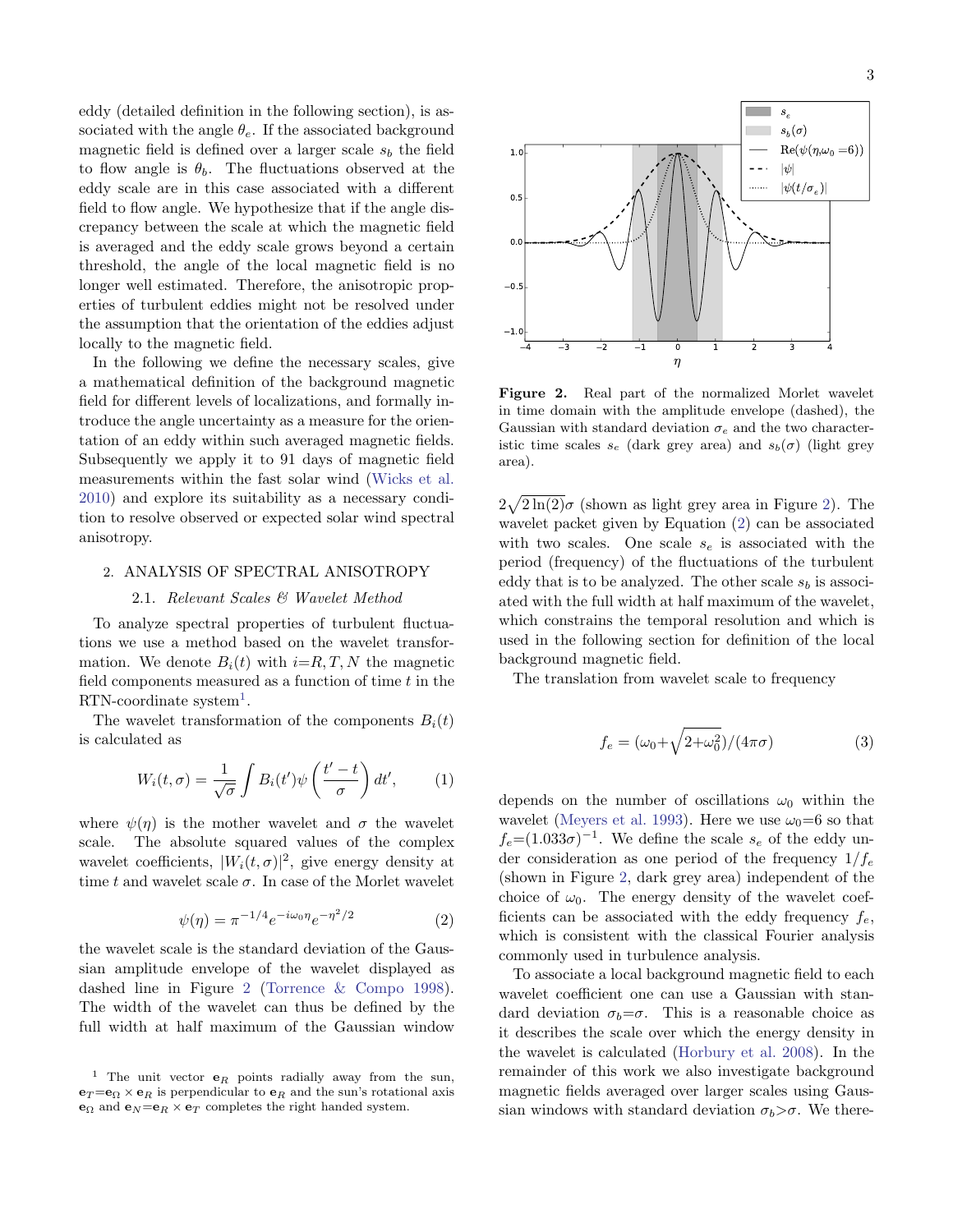eddy (detailed definition in the following section), is associated with the angle $\theta_e$. If the associated background magnetic field is defined over a larger scale $s_b$ the field to flow angle is $\theta_b$. The fluctuations observed at the eddy scale are in this case associated with a different field to flow angle. We hypothesize that if the angle discrepancy between the scale at which the magnetic field is averaged and the eddy scale grows beyond a certain threshold, the angle of the local magnetic field is no longer well estimated. Therefore, the anisotropic properties of turbulent eddies might not be resolved under the assumption that the orientation of the eddies adjust locally to the magnetic field.

In the following we define the necessary scales, give a mathematical definition of the background magnetic field for different levels of localizations, and formally introduce the angle uncertainty as a measure for the orientation of an eddy within such averaged magnetic fields. Subsequently we apply it to 91 days of magnetic field measurements within the fast solar wind (Wicks et al. 2010) and explore its suitability as a necessary condition to resolve observed or expected solar wind spectral anisotropy.

## 2. ANALYSIS OF SPECTRAL ANISOTROPY

### 2.1. *Relevant Scales & Wavelet Method*

To analyze spectral properties of turbulent fluctuations we use a method based on the wavelet transformation. We denote $B_i(t)$ with $i$=$R, T, N$ the magnetic field components measured as a function of time $t$ in the RTN-coordinate system[1].

The wavelet transformation of the components $B_i(t)$ is calculated as

$$W_i(t, \sigma) = \frac{1}{\sqrt{\sigma}} \int B_i(t') \psi\left(\frac{t' - t}{\sigma}\right) dt', \tag{1}$$

where $\psi(\eta)$ is the mother wavelet and $\sigma$ the wavelet scale. The absolute squared values of the complex wavelet coefficients, $|W_i(t, \sigma)|^2$, give energy density at time $t$ and wavelet scale $\sigma$. In case of the Morlet wavelet

$$\psi(\eta) = \pi^{-1/4} e^{-i\omega_0\eta} e^{-\eta^2/2} \tag{2}$$

the wavelet scale is the standard deviation of the Gaussian amplitude envelope of the wavelet displayed as dashed line in Figure 2 (Torrence & Compo 1998). The width of the wavelet can thus be defined by the full width at half maximum of the Gaussian window $2\sqrt{2\ln(2)}\sigma$ (shown as light grey area in Figure 2). The wavelet packet given by Equation (2) can be associated with two scales. One scale $s_e$ is associated with the period (frequency) of the fluctuations of the turbulent eddy that is to be analyzed. The other scale $s_b$ is associated with the full width at half maximum of the wavelet, which constrains the temporal resolution and which is used in the following section for definition of the local background magnetic field.

[1] The unit vector $\mathbf{e}_R$ points radially away from the sun, $\mathbf{e}_T$=$\mathbf{e}_\Omega \times \mathbf{e}_R$ is perpendicular to $\mathbf{e}_R$ and the sun's rotational axis $\mathbf{e}_\Omega$ and $\mathbf{e}_N$=$\mathbf{e}_R \times \mathbf{e}_T$ completes the right handed system.

**Figure 2.** Real part of the normalized Morlet wavelet in time domain with the amplitude envelope (dashed), the Gaussian with standard deviation $\sigma_e$ and the two characteristic time scales $s_e$ (dark grey area) and $s_b(\sigma)$ (light grey area).

The translation from wavelet scale to frequency

$$f_e = (\omega_0 + \sqrt{2 + \omega_0^2})/(4\pi\sigma) \tag{3}$$

depends on the number of oscillations $\omega_0$ within the wavelet (Meyers et al. 1993). Here we use $\omega_0$=6 so that $f_e$=$(1.033\sigma)^{-1}$. We define the scale $s_e$ of the eddy under consideration as one period of the frequency $1/f_e$ (shown in Figure 2, dark grey area) independent of the choice of $\omega_0$. The energy density of the wavelet coefficients can be associated with the eddy frequency $f_e$, which is consistent with the classical Fourier analysis commonly used in turbulence analysis.

To associate a local background magnetic field to each wavelet coefficient one can use a Gaussian with standard deviation $\sigma_b$=$\sigma$. This is a reasonable choice as it describes the scale over which the energy density in the wavelet is calculated (Horbury et al. 2008). In the remainder of this work we also investigate background magnetic fields averaged over larger scales using Gaussian windows with standard deviation $\sigma_b$>$\sigma$. We there-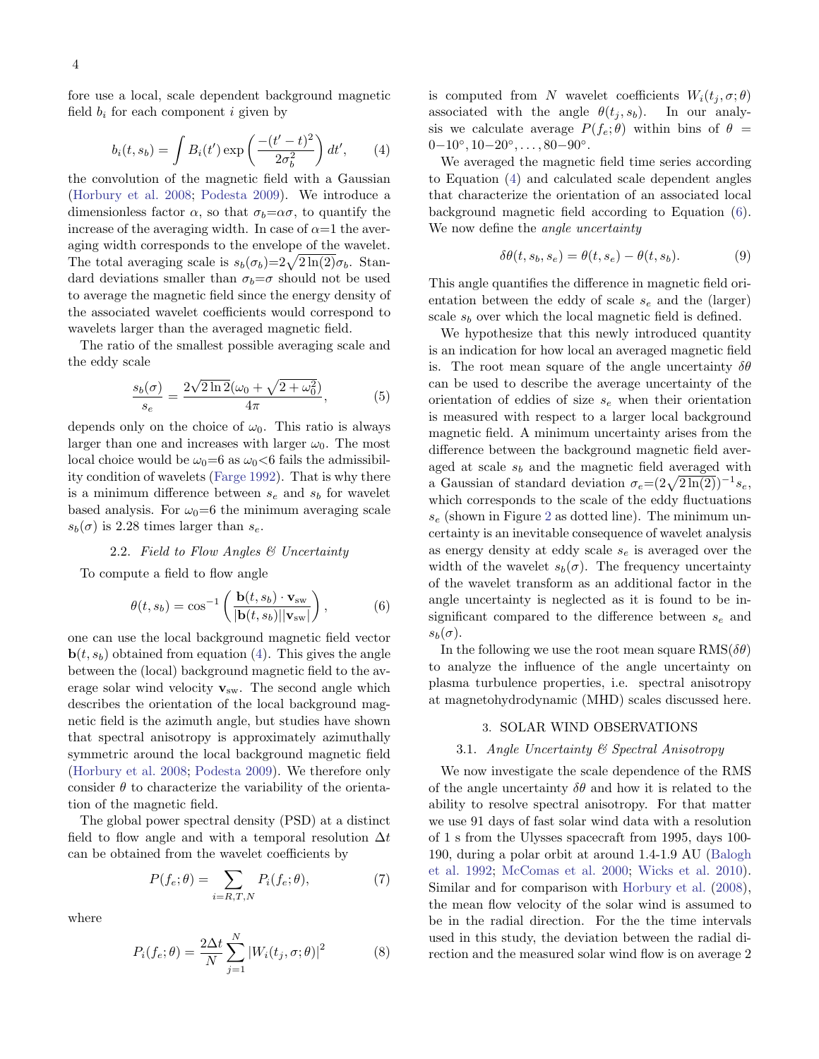fore use a local, scale dependent background magnetic field $b_i$ for each component $i$ given by

$$b_i(t, s_b) = \int B_i(t') \exp\left(\frac{-(t'-t)^2}{2\sigma_b^2}\right) dt', \qquad (4)$$

the convolution of the magnetic field with a Gaussian (Horbury et al. 2008; Podesta 2009). We introduce a dimensionless factor $\alpha$, so that $\sigma_b = \alpha\sigma$, to quantify the increase of the averaging width. In case of $\alpha=1$ the averaging width corresponds to the envelope of the wavelet. The total averaging scale is $s_b(\sigma_b) = 2\sqrt{2\ln(2)}\sigma_b$. Standard deviations smaller than $\sigma_b = \sigma$ should not be used to average the magnetic field since the energy density of the associated wavelet coefficients would correspond to wavelets larger than the averaged magnetic field.

The ratio of the smallest possible averaging scale and the eddy scale

$$\frac{s_b(\sigma)}{s_e} = \frac{2\sqrt{2\ln 2}(\omega_0 + \sqrt{2+\omega_0^2})}{4\pi}, \qquad (5)$$

depends only on the choice of $\omega_0$. This ratio is always larger than one and increases with larger $\omega_0$. The most local choice would be $\omega_0=6$ as $\omega_0<6$ fails the admissibility condition of wavelets (Farge 1992). That is why there is a minimum difference between $s_e$ and $s_b$ for wavelet based analysis. For $\omega_0=6$ the minimum averaging scale $s_b(\sigma)$ is 2.28 times larger than $s_e$.

### 2.2. *Field to Flow Angles & Uncertainty*

To compute a field to flow angle

$$\theta(t, s_b) = \cos^{-1}\left(\frac{\mathbf{b}(t, s_b)\cdot \mathbf{v}_{\rm sw}}{|\mathbf{b}(t, s_b)||\mathbf{v}_{\rm sw}|}\right), \qquad (6)$$

one can use the local background magnetic field vector $\mathbf{b}(t, s_b)$ obtained from equation (4). This gives the angle between the (local) background magnetic field to the average solar wind velocity $\mathbf{v}_{\rm sw}$. The second angle which describes the orientation of the local background magnetic field is the azimuth angle, but studies have shown that spectral anisotropy is approximately azimuthally symmetric around the local background magnetic field (Horbury et al. 2008; Podesta 2009). We therefore only consider $\theta$ to characterize the variability of the orientation of the magnetic field.

The global power spectral density (PSD) at a distinct field to flow angle and with a temporal resolution $\Delta t$ can be obtained from the wavelet coefficients by

$$P(f_e; \theta) = \sum_{i=R,T,N} P_i(f_e; \theta), \qquad (7)$$

where

$$P_i(f_e; \theta) = \frac{2\Delta t}{N} \sum_{j=1}^{N} |W_i(t_j, \sigma; \theta)|^2 \qquad (8)$$

is computed from $N$ wavelet coefficients $W_i(t_j, \sigma; \theta)$ associated with the angle $\theta(t_j, s_b)$. In our analysis we calculate average $P(f_e; \theta)$ within bins of $\theta = 0-10°, 10-20°, \ldots, 80-90°$.

We averaged the magnetic field time series according to Equation (4) and calculated scale dependent angles that characterize the orientation of an associated local background magnetic field according to Equation (6). We now define the *angle uncertainty*

$$\delta\theta(t, s_b, s_e) = \theta(t, s_e) - \theta(t, s_b). \qquad (9)$$

This angle quantifies the difference in magnetic field orientation between the eddy of scale $s_e$ and the (larger) scale $s_b$ over which the local magnetic field is defined.

We hypothesize that this newly introduced quantity is an indication for how local an averaged magnetic field is. The root mean square of the angle uncertainty $\delta\theta$ can be used to describe the average uncertainty of the orientation of eddies of size $s_e$ when their orientation is measured with respect to a larger local background magnetic field. A minimum uncertainty arises from the difference between the background magnetic field averaged at scale $s_b$ and the magnetic field averaged with a Gaussian of standard deviation $\sigma_e = (2\sqrt{2\ln(2)})^{-1} s_e$, which corresponds to the scale of the eddy fluctuations $s_e$ (shown in Figure 2 as dotted line). The minimum uncertainty is an inevitable consequence of wavelet analysis as energy density at eddy scale $s_e$ is averaged over the width of the wavelet $s_b(\sigma)$. The frequency uncertainty of the wavelet transform as an additional factor in the angle uncertainty is neglected as it is found to be insignificant compared to the difference between $s_e$ and $s_b(\sigma)$.

In the following we use the root mean square $\mathrm{RMS}(\delta\theta)$ to analyze the influence of the angle uncertainty on plasma turbulence properties, i.e. spectral anisotropy at magnetohydrodynamic (MHD) scales discussed here.

## 3. SOLAR WIND OBSERVATIONS

### 3.1. *Angle Uncertainty & Spectral Anisotropy*

We now investigate the scale dependence of the RMS of the angle uncertainty $\delta\theta$ and how it is related to the ability to resolve spectral anisotropy. For that matter we use 91 days of fast solar wind data with a resolution of 1 s from the Ulysses spacecraft from 1995, days 100-190, during a polar orbit at around 1.4-1.9 AU (Balogh et al. 1992; McComas et al. 2000; Wicks et al. 2010). Similar and for comparison with Horbury et al. (2008), the mean flow velocity of the solar wind is assumed to be in the radial direction. For the the time intervals used in this study, the deviation between the radial direction and the measured solar wind flow is on average 2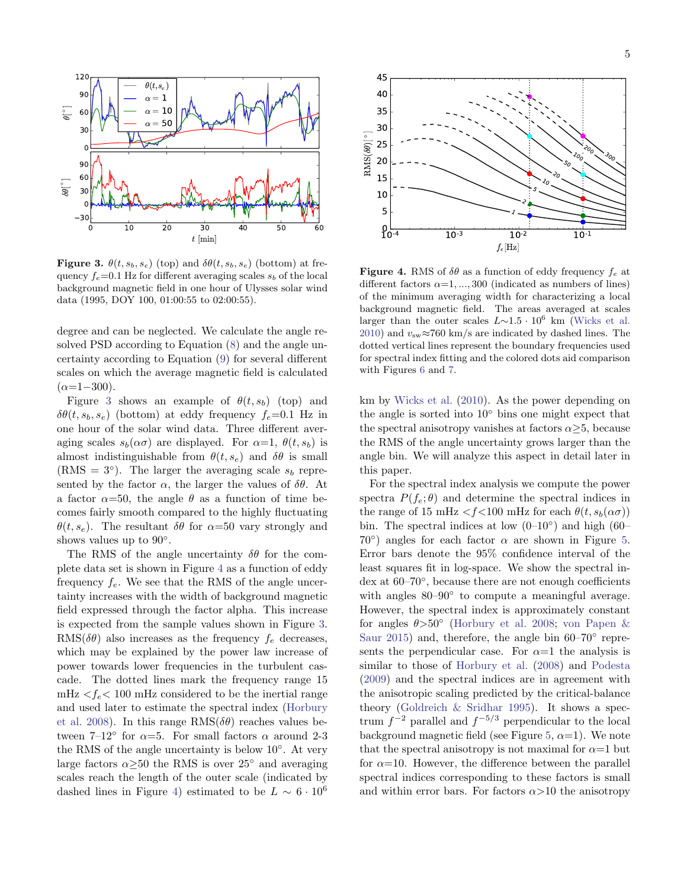**Figure 3.** $\theta(t, s_b, s_e)$ (top) and $\delta\theta(t, s_b, s_e)$ (bottom) at frequency $f_e$=0.1 Hz for different averaging scales $s_b$ of the local background magnetic field in one hour of Ulysses solar wind data (1995, DOY 100, 01:00:55 to 02:00:55).

**Figure 4.** RMS of $\delta\theta$ as a function of eddy frequency $f_e$ at different factors $\alpha$=1, ..., 300 (indicated as numbers of lines) of the minimum averaging width for characterizing a local background magnetic field. The areas averaged at scales larger than the outer scales $L\sim1.5\cdot10^6$ km (Wicks et al. 2010) and $v_{\rm sw}\approx$760 km/s are indicated by dashed lines. The dotted vertical lines represent the boundary frequencies used for spectral index fitting and the colored dots aid comparison with Figures 6 and 7.

degree and can be neglected. We calculate the angle resolved PSD according to Equation (8) and the angle uncertainty according to Equation (9) for several different scales on which the average magnetic field is calculated ($\alpha$=1−300).

Figure 3 shows an example of $\theta(t, s_b)$ (top) and $\delta\theta(t, s_b, s_e)$ (bottom) at eddy frequency $f_e$=0.1 Hz in one hour of the solar wind data. Three different averaging scales $s_b(\alpha\sigma)$ are displayed. For $\alpha$=1, $\theta(t, s_b)$ is almost indistinguishable from $\theta(t, s_e)$ and $\delta\theta$ is small (RMS = 3°). The larger the averaging scale $s_b$ represented by the factor $\alpha$, the larger the values of $\delta\theta$. At a factor $\alpha$=50, the angle $\theta$ as a function of time becomes fairly smooth compared to the highly fluctuating $\theta(t, s_e)$. The resultant $\delta\theta$ for $\alpha$=50 vary strongly and shows values up to 90°.

The RMS of the angle uncertainty $\delta\theta$ for the complete data set is shown in Figure 4 as a function of eddy frequency $f_e$. We see that the RMS of the angle uncertainty increases with the width of background magnetic field expressed through the factor alpha. This increase is expected from the sample values shown in Figure 3. RMS($\delta\theta$) also increases as the frequency $f_e$ decreases, which may be explained by the power law increase of power towards lower frequencies in the turbulent cascade. The dotted lines mark the frequency range 15 mHz $<f_e<$ 100 mHz considered to be the inertial range and used later to estimate the spectral index (Horbury et al. 2008). In this range RMS($\delta\theta$) reaches values between 7–12° for $\alpha$=5. For small factors $\alpha$ around 2-3 the RMS of the angle uncertainty is below 10°. At very large factors $\alpha\geq$50 the RMS is over 25° and averaging scales reach the length of the outer scale (indicated by dashed lines in Figure 4) estimated to be $L\sim6\cdot10^6$ km by Wicks et al. (2010). As the power depending on the angle is sorted into 10° bins one might expect that the spectral anisotropy vanishes at factors $\alpha\geq$5, because the RMS of the angle uncertainty grows larger than the angle bin. We will analyze this aspect in detail later in this paper.

For the spectral index analysis we compute the power spectra $P(f_e;\theta)$ and determine the spectral indices in the range of 15 mHz $<f<$100 mHz for each $\theta(t, s_b(\alpha\sigma))$ bin. The spectral indices at low (0–10°) and high (60–70°) angles for each factor $\alpha$ are shown in Figure 5. Error bars denote the 95% confidence interval of the least squares fit in log-space. We show the spectral index at 60–70°, because there are not enough coefficients with angles 80–90° to compute a meaningful average. However, the spectral index is approximately constant for angles $\theta>$50° (Horbury et al. 2008; von Papen & Saur 2015) and, therefore, the angle bin 60–70° represents the perpendicular case. For $\alpha$=1 the analysis is similar to those of Horbury et al. (2008) and Podesta (2009) and the spectral indices are in agreement with the anisotropic scaling predicted by the critical-balance theory (Goldreich & Sridhar 1995). It shows a spectrum $f^{-2}$ parallel and $f^{-5/3}$ perpendicular to the local background magnetic field (see Figure 5, $\alpha$=1). We note that the spectral anisotropy is not maximal for $\alpha$=1 but for $\alpha$=10. However, the difference between the parallel spectral indices corresponding to these factors is small and within error bars. For factors $\alpha>$10 the anisotropy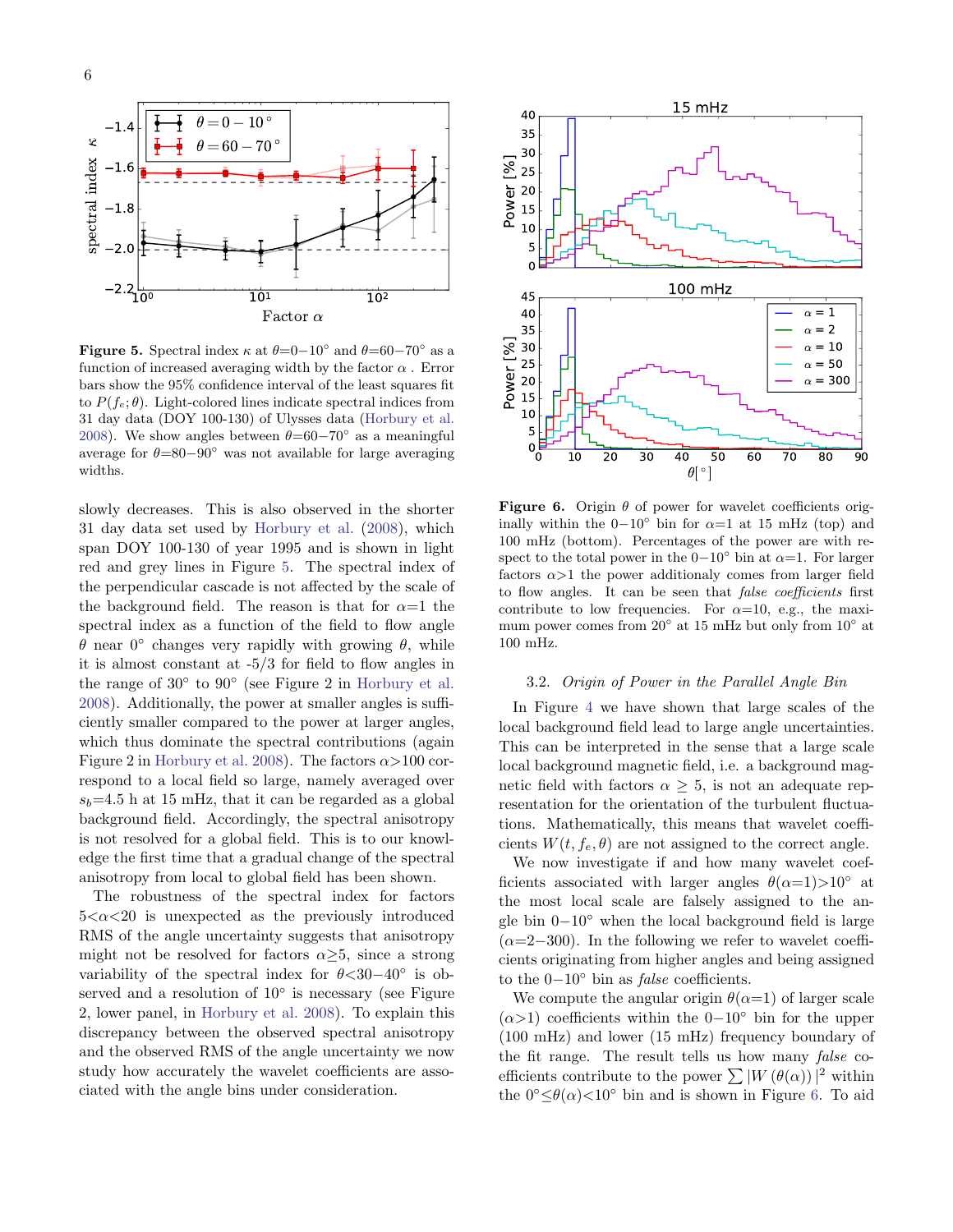**Figure 5.** Spectral index $\kappa$ at $\theta$=0−10° and $\theta$=60−70° as a function of increased averaging width by the factor $\alpha$ . Error bars show the 95% confidence interval of the least squares fit to $P(f_e;\theta)$. Light-colored lines indicate spectral indices from 31 day data (DOY 100-130) of Ulysses data (Horbury et al. 2008). We show angles between $\theta$=60−70° as a meaningful average for $\theta$=80−90° was not available for large averaging widths.

slowly decreases. This is also observed in the shorter 31 day data set used by Horbury et al. (2008), which span DOY 100-130 of year 1995 and is shown in light red and grey lines in Figure 5. The spectral index of the perpendicular cascade is not affected by the scale of the background field. The reason is that for $\alpha$=1 the spectral index as a function of the field to flow angle $\theta$ near 0° changes very rapidly with growing $\theta$, while it is almost constant at -5/3 for field to flow angles in the range of 30° to 90° (see Figure 2 in Horbury et al. 2008). Additionally, the power at smaller angles is sufficiently smaller compared to the power at larger angles, which thus dominate the spectral contributions (again Figure 2 in Horbury et al. 2008). The factors $\alpha$>100 correspond to a local field so large, namely averaged over $s_b$=4.5 h at 15 mHz, that it can be regarded as a global background field. Accordingly, the spectral anisotropy is not resolved for a global field. This is to our knowledge the first time that a gradual change of the spectral anisotropy from local to global field has been shown.

The robustness of the spectral index for factors 5<$\alpha$<20 is unexpected as the previously introduced RMS of the angle uncertainty suggests that anisotropy might not be resolved for factors $\alpha$≥5, since a strong variability of the spectral index for $\theta$<30−40° is observed and a resolution of 10° is necessary (see Figure 2, lower panel, in Horbury et al. 2008). To explain this discrepancy between the observed spectral anisotropy and the observed RMS of the angle uncertainty we now study how accurately the wavelet coefficients are associated with the angle bins under consideration.

**Figure 6.** Origin $\theta$ of power for wavelet coefficients originally within the 0−10° bin for $\alpha$=1 at 15 mHz (top) and 100 mHz (bottom). Percentages of the power are with respect to the total power in the 0−10° bin at $\alpha$=1. For larger factors $\alpha$>1 the power additionaly comes from larger field to flow angles. It can be seen that *false coefficients* first contribute to low frequencies. For $\alpha$=10, e.g., the maximum power comes from 20° at 15 mHz but only from 10° at 100 mHz.

### 3.2. *Origin of Power in the Parallel Angle Bin*

In Figure 4 we have shown that large scales of the local background field lead to large angle uncertainties. This can be interpreted in the sense that a large scale local background magnetic field, i.e. a background magnetic field with factors $\alpha \geq 5$, is not an adequate representation for the orientation of the turbulent fluctuations. Mathematically, this means that wavelet coefficients $W(t, f_e, \theta)$ are not assigned to the correct angle.

We now investigate if and how many wavelet coefficients associated with larger angles $\theta(\alpha=1)$>10° at the most local scale are falsely assigned to the angle bin 0−10° when the local background field is large ($\alpha$=2−300). In the following we refer to wavelet coefficients originating from higher angles and being assigned to the 0−10° bin as *false* coefficients.

We compute the angular origin $\theta(\alpha=1)$ of larger scale ($\alpha$>1) coefficients within the 0−10° bin for the upper (100 mHz) and lower (15 mHz) frequency boundary of the fit range. The result tells us how many *false* coefficients contribute to the power $\sum |W(\theta(\alpha))|^2$ within the 0°≤$\theta(\alpha)$<10° bin and is shown in Figure 6. To aid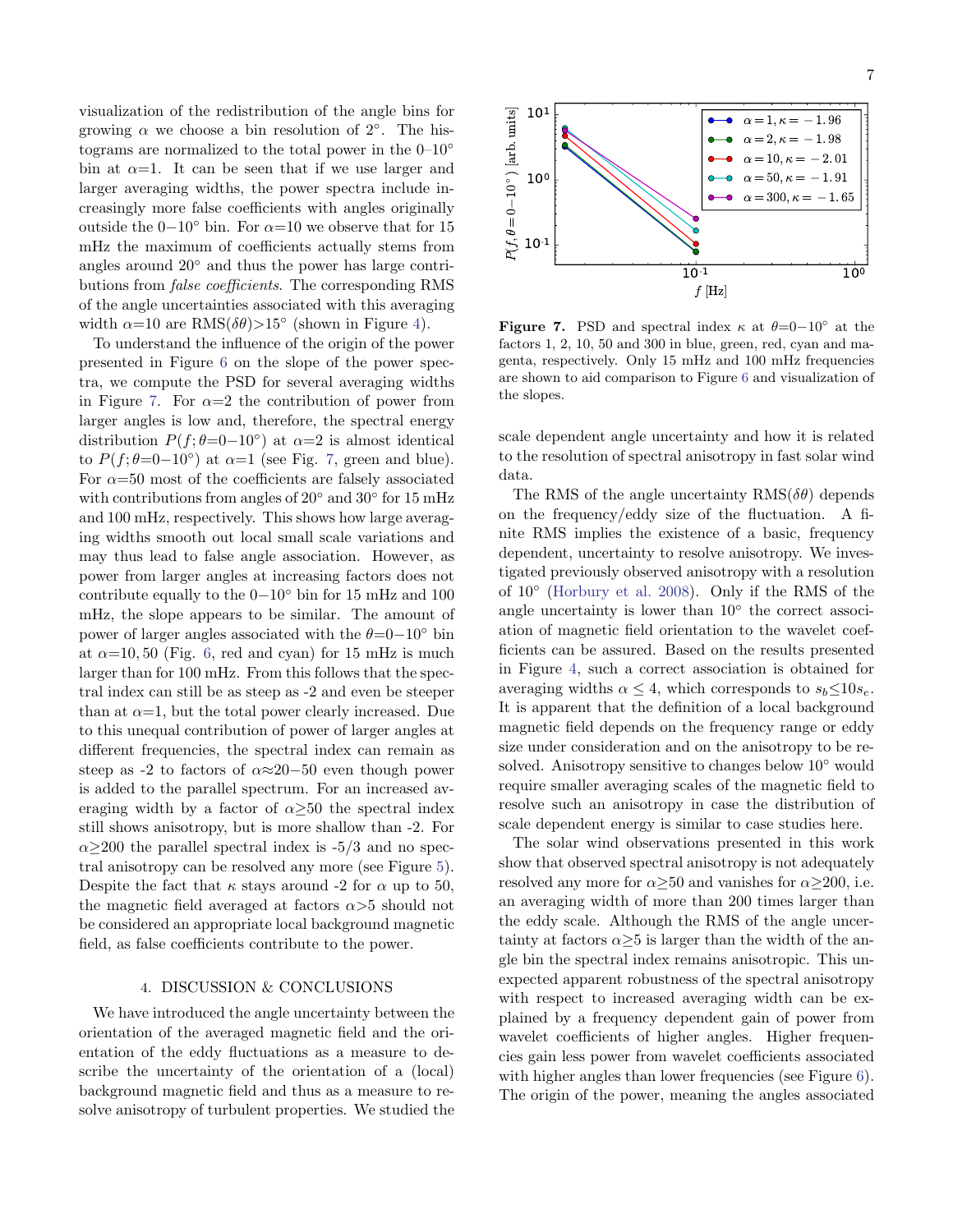visualization of the redistribution of the angle bins for growing $\alpha$ we choose a bin resolution of $2^\circ$. The histograms are normalized to the total power in the $0$–$10^\circ$ bin at $\alpha$=1. It can be seen that if we use larger and larger averaging widths, the power spectra include increasingly more false coefficients with angles originally outside the $0-10^\circ$ bin. For $\alpha$=10 we observe that for 15 mHz the maximum of coefficients actually stems from angles around $20^\circ$ and thus the power has large contributions from *false coefficients*. The corresponding RMS of the angle uncertainties associated with this averaging width $\alpha$=10 are RMS($\delta\theta$)>$15^\circ$ (shown in Figure 4).

To understand the influence of the origin of the power presented in Figure 6 on the slope of the power spectra, we compute the PSD for several averaging widths in Figure 7. For $\alpha$=2 the contribution of power from larger angles is low and, therefore, the spectral energy distribution $P(f;\theta{=}0{-}10^\circ)$ at $\alpha$=2 is almost identical to $P(f;\theta{=}0{-}10^\circ)$ at $\alpha$=1 (see Fig. 7, green and blue). For $\alpha$=50 most of the coefficients are falsely associated with contributions from angles of $20^\circ$ and $30^\circ$ for 15 mHz and 100 mHz, respectively. This shows how large averaging widths smooth out local small scale variations and may thus lead to false angle association. However, as power from larger angles at increasing factors does not contribute equally to the $0-10^\circ$ bin for 15 mHz and 100 mHz, the slope appears to be similar. The amount of power of larger angles associated with the $\theta$=$0-10^\circ$ bin at $\alpha$=10, 50 (Fig. 6, red and cyan) for 15 mHz is much larger than for 100 mHz. From this follows that the spectral index can still be as steep as -2 and even be steeper than at $\alpha$=1, but the total power clearly increased. Due to this unequal contribution of power of larger angles at different frequencies, the spectral index can remain as steep as -2 to factors of $\alpha\approx20-50$ even though power is added to the parallel spectrum. For an increased averaging width by a factor of $\alpha\geq50$ the spectral index still shows anisotropy, but is more shallow than -2. For $\alpha\geq200$ the parallel spectral index is -5/3 and no spectral anisotropy can be resolved any more (see Figure 5). Despite the fact that $\kappa$ stays around -2 for $\alpha$ up to 50, the magnetic field averaged at factors $\alpha>5$ should not be considered an appropriate local background magnetic field, as false coefficients contribute to the power.

**Figure 7.** PSD and spectral index $\kappa$ at $\theta$=$0-10^\circ$ at the factors 1, 2, 10, 50 and 300 in blue, green, red, cyan and magenta, respectively. Only 15 mHz and 100 mHz frequencies are shown to aid comparison to Figure 6 and visualization of the slopes.

## 4. DISCUSSION & CONCLUSIONS

We have introduced the angle uncertainty between the orientation of the averaged magnetic field and the orientation of the eddy fluctuations as a measure to describe the uncertainty of the orientation of a (local) background magnetic field and thus as a measure to resolve anisotropy of turbulent properties. We studied the scale dependent angle uncertainty and how it is related to the resolution of spectral anisotropy in fast solar wind data.

The RMS of the angle uncertainty RMS($\delta\theta$) depends on the frequency/eddy size of the fluctuation. A finite RMS implies the existence of a basic, frequency dependent, uncertainty to resolve anisotropy. We investigated previously observed anisotropy with a resolution of $10^\circ$ (Horbury et al. 2008). Only if the RMS of the angle uncertainty is lower than $10^\circ$ the correct association of magnetic field orientation to the wavelet coefficients can be assured. Based on the results presented in Figure 4, such a correct association is obtained for averaging widths $\alpha \leq 4$, which corresponds to $s_b \leq 10 s_e$. It is apparent that the definition of a local background magnetic field depends on the frequency range or eddy size under consideration and on the anisotropy to be resolved. Anisotropy sensitive to changes below $10^\circ$ would require smaller averaging scales of the magnetic field to resolve such an anisotropy in case the distribution of scale dependent energy is similar to case studies here.

The solar wind observations presented in this work show that observed spectral anisotropy is not adequately resolved any more for $\alpha\geq50$ and vanishes for $\alpha\geq200$, i.e. an averaging width of more than 200 times larger than the eddy scale. Although the RMS of the angle uncertainty at factors $\alpha\geq5$ is larger than the width of the angle bin the spectral index remains anisotropic. This unexpected apparent robustness of the spectral anisotropy with respect to increased averaging width can be explained by a frequency dependent gain of power from wavelet coefficients of higher angles. Higher frequencies gain less power from wavelet coefficients associated with higher angles than lower frequencies (see Figure 6). The origin of the power, meaning the angles associated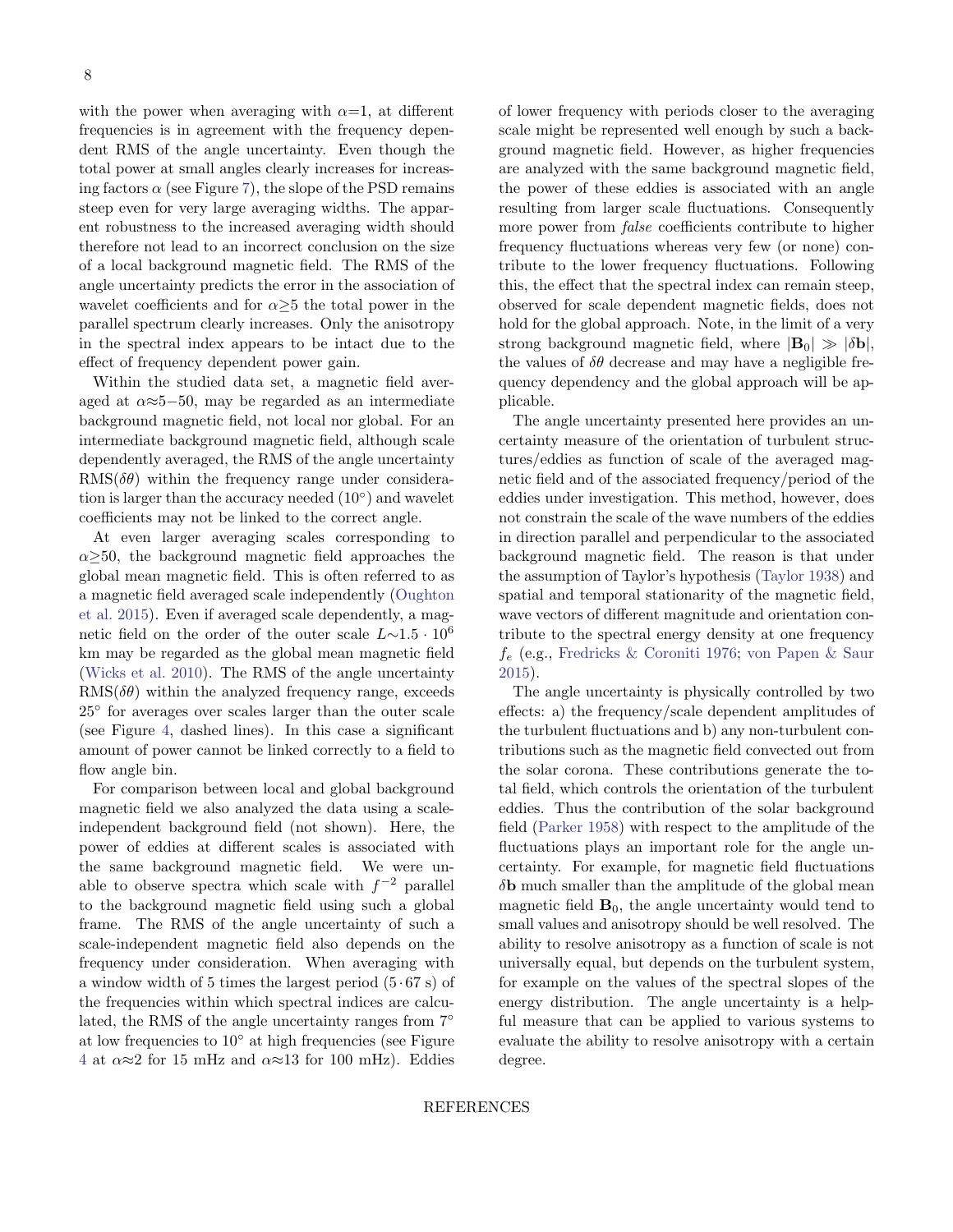with the power when averaging with $\alpha$=1, at different frequencies is in agreement with the frequency dependent RMS of the angle uncertainty. Even though the total power at small angles clearly increases for increasing factors $\alpha$ (see Figure 7), the slope of the PSD remains steep even for very large averaging widths. The apparent robustness to the increased averaging width should therefore not lead to an incorrect conclusion on the size of a local background magnetic field. The RMS of the angle uncertainty predicts the error in the association of wavelet coefficients and for $\alpha \geq 5$ the total power in the parallel spectrum clearly increases. Only the anisotropy in the spectral index appears to be intact due to the effect of frequency dependent power gain.

Within the studied data set, a magnetic field averaged at $\alpha \approx 5-50$, may be regarded as an intermediate background magnetic field, not local nor global. For an intermediate background magnetic field, although scale dependently averaged, the RMS of the angle uncertainty RMS($\delta\theta$) within the frequency range under consideration is larger than the accuracy needed ($10^{\circ}$) and wavelet coefficients may not be linked to the correct angle.

At even larger averaging scales corresponding to $\alpha \geq 50$, the background magnetic field approaches the global mean magnetic field. This is often referred to as a magnetic field averaged scale independently (Oughton et al. 2015). Even if averaged scale dependently, a magnetic field on the order of the outer scale $L \sim 1.5 \cdot 10^{6}$ km may be regarded as the global mean magnetic field (Wicks et al. 2010). The RMS of the angle uncertainty RMS($\delta\theta$) within the analyzed frequency range, exceeds $25^{\circ}$ for averages over scales larger than the outer scale (see Figure 4, dashed lines). In this case a significant amount of power cannot be linked correctly to a field to flow angle bin.

For comparison between local and global background magnetic field we also analyzed the data using a scale-independent background field (not shown). Here, the power of eddies at different scales is associated with the same background magnetic field. We were unable to observe spectra which scale with $f^{-2}$ parallel to the background magnetic field using such a global frame. The RMS of the angle uncertainty of such a scale-independent magnetic field also depends on the frequency under consideration. When averaging with a window width of 5 times the largest period ($5 \cdot 67$ s) of the frequencies within which spectral indices are calculated, the RMS of the angle uncertainty ranges from $7^{\circ}$ at low frequencies to $10^{\circ}$ at high frequencies (see Figure 4 at $\alpha \approx 2$ for 15 mHz and $\alpha \approx 13$ for 100 mHz). Eddies of lower frequency with periods closer to the averaging scale might be represented well enough by such a background magnetic field. However, as higher frequencies are analyzed with the same background magnetic field, the power of these eddies is associated with an angle resulting from larger scale fluctuations. Consequently more power from *false* coefficients contribute to higher frequency fluctuations whereas very few (or none) contribute to the lower frequency fluctuations. Following this, the effect that the spectral index can remain steep, observed for scale dependent magnetic fields, does not hold for the global approach. Note, in the limit of a very strong background magnetic field, where $|\mathbf{B}_0| \gg |\delta\mathbf{b}|$, the values of $\delta\theta$ decrease and may have a negligible frequency dependency and the global approach will be applicable.

The angle uncertainty presented here provides an uncertainty measure of the orientation of turbulent structures/eddies as function of scale of the averaged magnetic field and of the associated frequency/period of the eddies under investigation. This method, however, does not constrain the scale of the wave numbers of the eddies in direction parallel and perpendicular to the associated background magnetic field. The reason is that under the assumption of Taylor's hypothesis (Taylor 1938) and spatial and temporal stationarity of the magnetic field, wave vectors of different magnitude and orientation contribute to the spectral energy density at one frequency $f_e$ (e.g., Fredricks & Coroniti 1976; von Papen & Saur 2015).

The angle uncertainty is physically controlled by two effects: a) the frequency/scale dependent amplitudes of the turbulent fluctuations and b) any non-turbulent contributions such as the magnetic field convected out from the solar corona. These contributions generate the total field, which controls the orientation of the turbulent eddies. Thus the contribution of the solar background field (Parker 1958) with respect to the amplitude of the fluctuations plays an important role for the angle uncertainty. For example, for magnetic field fluctuations $\delta\mathbf{b}$ much smaller than the amplitude of the global mean magnetic field $\mathbf{B}_0$, the angle uncertainty would tend to small values and anisotropy should be well resolved. The ability to resolve anisotropy as a function of scale is not universally equal, but depends on the turbulent system, for example on the values of the spectral slopes of the energy distribution. The angle uncertainty is a helpful measure that can be applied to various systems to evaluate the ability to resolve anisotropy with a certain degree.

## REFERENCES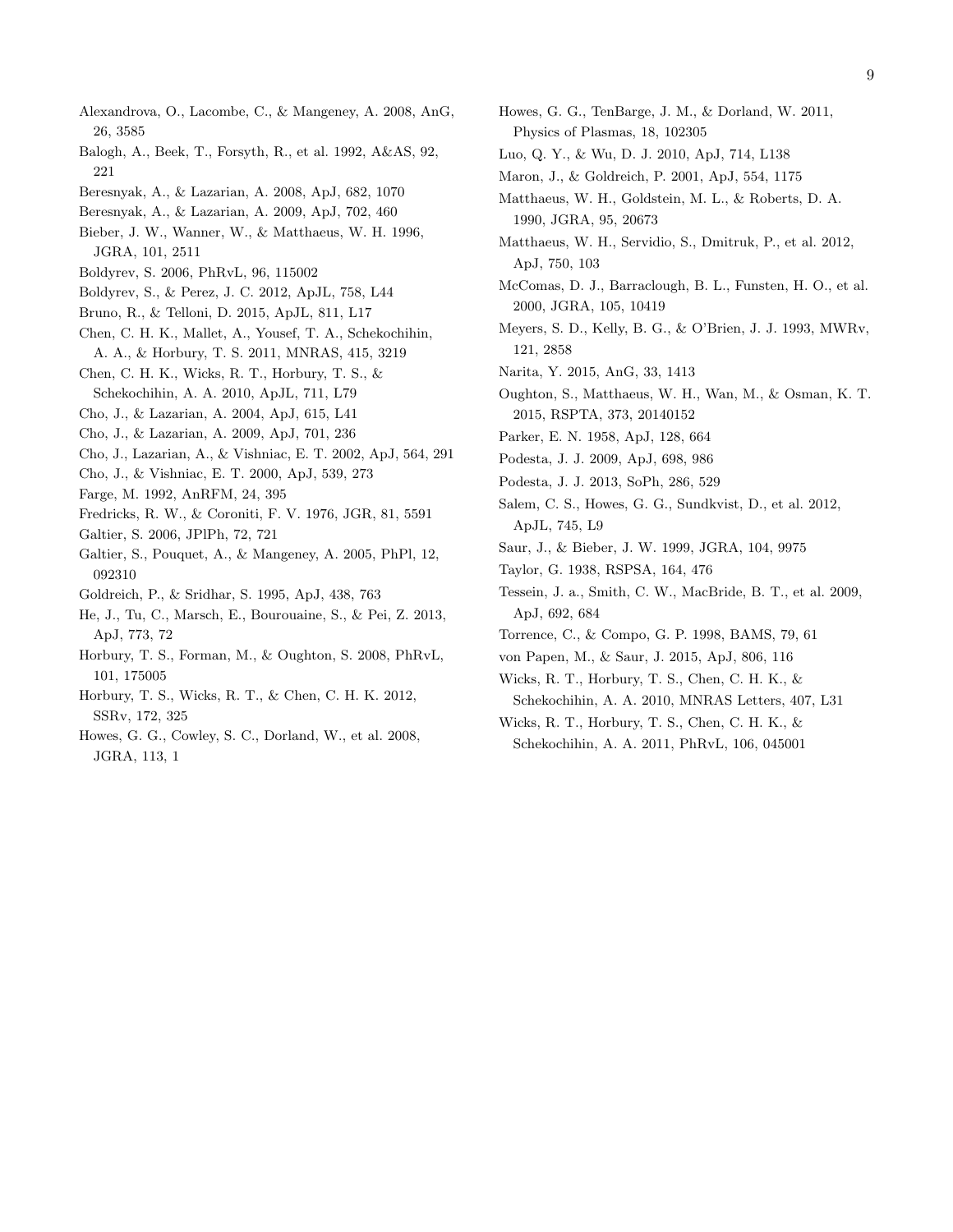Alexandrova, O., Lacombe, C., & Mangeney, A. 2008, AnG, 26, 3585

Balogh, A., Beek, T., Forsyth, R., et al. 1992, A&AS, 92, 221

Beresnyak, A., & Lazarian, A. 2008, ApJ, 682, 1070

Beresnyak, A., & Lazarian, A. 2009, ApJ, 702, 460

Bieber, J. W., Wanner, W., & Matthaeus, W. H. 1996, JGRA, 101, 2511

Boldyrev, S. 2006, PhRvL, 96, 115002

Boldyrev, S., & Perez, J. C. 2012, ApJL, 758, L44

Bruno, R., & Telloni, D. 2015, ApJL, 811, L17

Chen, C. H. K., Mallet, A., Yousef, T. A., Schekochihin, A. A., & Horbury, T. S. 2011, MNRAS, 415, 3219

Chen, C. H. K., Wicks, R. T., Horbury, T. S., & Schekochihin, A. A. 2010, ApJL, 711, L79

Cho, J., & Lazarian, A. 2004, ApJ, 615, L41

Cho, J., & Lazarian, A. 2009, ApJ, 701, 236

Cho, J., Lazarian, A., & Vishniac, E. T. 2002, ApJ, 564, 291

Cho, J., & Vishniac, E. T. 2000, ApJ, 539, 273

Farge, M. 1992, AnRFM, 24, 395

Fredricks, R. W., & Coroniti, F. V. 1976, JGR, 81, 5591

Galtier, S. 2006, JPlPh, 72, 721

Galtier, S., Pouquet, A., & Mangeney, A. 2005, PhPl, 12, 092310

Goldreich, P., & Sridhar, S. 1995, ApJ, 438, 763

He, J., Tu, C., Marsch, E., Bourouaine, S., & Pei, Z. 2013, ApJ, 773, 72

Horbury, T. S., Forman, M., & Oughton, S. 2008, PhRvL, 101, 175005

Horbury, T. S., Wicks, R. T., & Chen, C. H. K. 2012, SSRv, 172, 325

Howes, G. G., Cowley, S. C., Dorland, W., et al. 2008, JGRA, 113, 1

Howes, G. G., TenBarge, J. M., & Dorland, W. 2011, Physics of Plasmas, 18, 102305

Luo, Q. Y., & Wu, D. J. 2010, ApJ, 714, L138

Maron, J., & Goldreich, P. 2001, ApJ, 554, 1175

Matthaeus, W. H., Goldstein, M. L., & Roberts, D. A. 1990, JGRA, 95, 20673

Matthaeus, W. H., Servidio, S., Dmitruk, P., et al. 2012, ApJ, 750, 103

McComas, D. J., Barraclough, B. L., Funsten, H. O., et al. 2000, JGRA, 105, 10419

Meyers, S. D., Kelly, B. G., & O'Brien, J. J. 1993, MWRv, 121, 2858

Narita, Y. 2015, AnG, 33, 1413

Oughton, S., Matthaeus, W. H., Wan, M., & Osman, K. T. 2015, RSPTA, 373, 20140152

Parker, E. N. 1958, ApJ, 128, 664

Podesta, J. J. 2009, ApJ, 698, 986

Podesta, J. J. 2013, SoPh, 286, 529

Salem, C. S., Howes, G. G., Sundkvist, D., et al. 2012, ApJL, 745, L9

Saur, J., & Bieber, J. W. 1999, JGRA, 104, 9975

Taylor, G. 1938, RSPSA, 164, 476

Tessein, J. a., Smith, C. W., MacBride, B. T., et al. 2009, ApJ, 692, 684

Torrence, C., & Compo, G. P. 1998, BAMS, 79, 61

von Papen, M., & Saur, J. 2015, ApJ, 806, 116

Wicks, R. T., Horbury, T. S., Chen, C. H. K., & Schekochihin, A. A. 2010, MNRAS Letters, 407, L31

Wicks, R. T., Horbury, T. S., Chen, C. H. K., & Schekochihin, A. A. 2011, PhRvL, 106, 045001